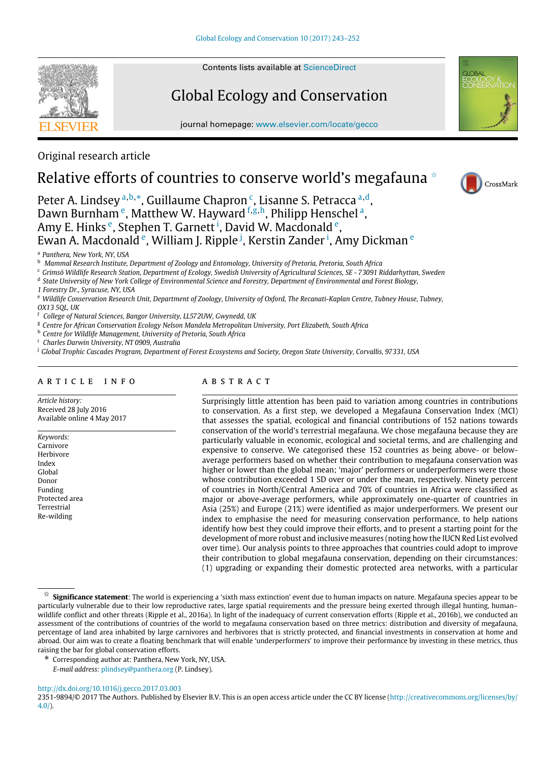Original research article

# Relative efforts of countries to conserve world's megafauna ☆

Peter A. Lindsey [a,b,*], Guillaume Chapron [c], Lisanne S. Petracca [a,d], Dawn Burnham [e], Matthew W. Hayward [f,g,h], Philipp Henschel [a], Amy E. Hinks [e], Stephen T. Garnett [i], David W. Macdonald [e], Ewan A. Macdonald [e], William J. Ripple [j], Kerstin Zander [i], Amy Dickman [e]

[a] Panthera, New York, NY, USA
[b] Mammal Research Institute, Department of Zoology and Entomology, University of Pretoria, Pretoria, South Africa
[c] Grimsö Wildlife Research Station, Department of Ecology, Swedish University of Agricultural Sciences, SE - 73091 Riddarhyttan, Sweden
[d] State University of New York College of Environmental Science and Forestry, Department of Environmental and Forest Biology, 1 Forestry Dr., Syracuse, NY, USA
[e] Wildlife Conservation Research Unit, Department of Zoology, University of Oxford, The Recanati-Kaplan Centre, Tubney House, Tubney, OX13 5QL, UK
[f] College of Natural Sciences, Bangor University, LL572UW, Gwynedd, UK
[g] Centre for African Conservation Ecology Nelson Mandela Metropolitan University, Port Elizabeth, South Africa
[h] Centre for Wildlife Management, University of Pretoria, South Africa
[i] Charles Darwin University, NT 0909, Australia
[j] Global Trophic Cascades Program, Department of Forest Ecosystems and Society, Oregon State University, Corvallis, 97331, USA

## ARTICLE INFO

*Article history:*
Received 28 July 2016
Available online 4 May 2017

*Keywords:*
Carnivore
Herbivore
Index
Global
Donor
Funding
Protected area
Terrestrial
Re-wilding

## ABSTRACT

Surprisingly little attention has been paid to variation among countries in contributions to conservation. As a first step, we developed a Megafauna Conservation Index (MCI) that assesses the spatial, ecological and financial contributions of 152 nations towards conservation of the world's terrestrial megafauna. We chose megafauna because they are particularly valuable in economic, ecological and societal terms, and are challenging and expensive to conserve. We categorised these 152 countries as being above- or below-average performers based on whether their contribution to megafauna conservation was higher or lower than the global mean; 'major' performers or underperformers were those whose contribution exceeded 1 SD over or under the mean, respectively. Ninety percent of countries in North/Central America and 70% of countries in Africa were classified as major or above-average performers, while approximately one-quarter of countries in Asia (25%) and Europe (21%) were identified as major underperformers. We present our index to emphasise the need for measuring conservation performance, to help nations identify how best they could improve their efforts, and to present a starting point for the development of more robust and inclusive measures (noting how the IUCN Red List evolved over time). Our analysis points to three approaches that countries could adopt to improve their contribution to global megafauna conservation, depending on their circumstances: (1) upgrading or expanding their domestic protected area networks, with a particular

---

☆ **Significance statement**: The world is experiencing a 'sixth mass extinction' event due to human impacts on nature. Megafauna species appear to be particularly vulnerable due to their low reproductive rates, large spatial requirements and the pressure being exerted through illegal hunting, human–wildlife conflict and other threats (Ripple et al., 2016a). In light of the inadequacy of current conservation efforts (Ripple et al., 2016b), we conducted an assessment of the contributions of countries of the world to megafauna conservation based on three metrics: distribution and diversity of megafauna, percentage of land area inhabited by large carnivores and herbivores that is strictly protected, and financial investments in conservation at home and abroad. Our aim was to create a floating benchmark that will enable 'underperformers' to improve their performance by investing in these metrics, thus raising the bar for global conservation efforts.

\* Corresponding author at: Panthera, New York, NY, USA.
*E-mail address:* plindsey@panthera.org (P. Lindsey).

http://dx.doi.org/10.1016/j.gecco.2017.03.003
2351-9894/© 2017 The Authors. Published by Elsevier B.V. This is an open access article under the CC BY license (http://creativecommons.org/licenses/by/4.0/).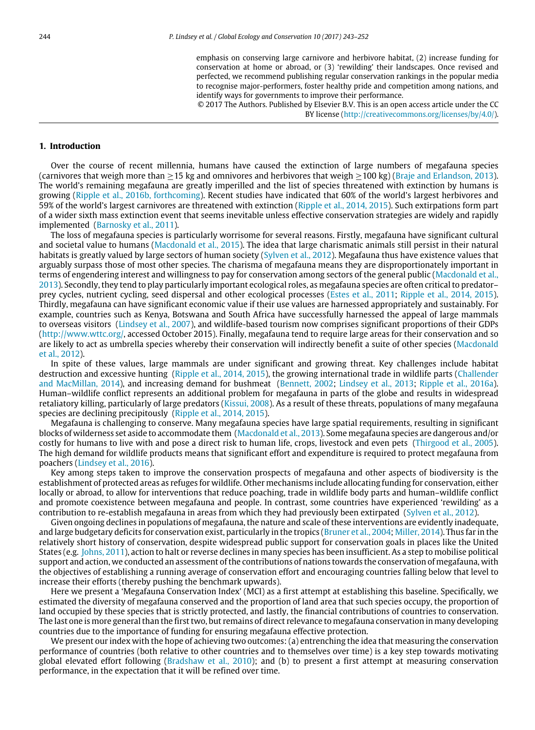emphasis on conserving large carnivore and herbivore habitat, (2) increase funding for conservation at home or abroad, or (3) 'rewilding' their landscapes. Once revised and perfected, we recommend publishing regular conservation rankings in the popular media to recognise major-performers, foster healthy pride and competition among nations, and identify ways for governments to improve their performance.

© 2017 The Authors. Published by Elsevier B.V. This is an open access article under the CC BY license (http://creativecommons.org/licenses/by/4.0/).

## 1. Introduction

Over the course of recent millennia, humans have caused the extinction of large numbers of megafauna species (carnivores that weigh more than ≥15 kg and omnivores and herbivores that weigh ≥100 kg) (Braje and Erlandson, 2013). The world's remaining megafauna are greatly imperilled and the list of species threatened with extinction by humans is growing (Ripple et al., 2016b, forthcoming). Recent studies have indicated that 60% of the world's largest herbivores and 59% of the world's largest carnivores are threatened with extinction (Ripple et al., 2014, 2015). Such extirpations form part of a wider sixth mass extinction event that seems inevitable unless effective conservation strategies are widely and rapidly implemented (Barnosky et al., 2011).

The loss of megafauna species is particularly worrisome for several reasons. Firstly, megafauna have significant cultural and societal value to humans (Macdonald et al., 2015). The idea that large charismatic animals still persist in their natural habitats is greatly valued by large sectors of human society (Sylven et al., 2012). Megafauna thus have existence values that arguably surpass those of most other species. The charisma of megafauna means they are disproportionately important in terms of engendering interest and willingness to pay for conservation among sectors of the general public (Macdonald et al., 2013). Secondly, they tend to play particularly important ecological roles, as megafauna species are often critical to predator–prey cycles, nutrient cycling, seed dispersal and other ecological processes (Estes et al., 2011; Ripple et al., 2014, 2015). Thirdly, megafauna can have significant economic value if their use values are harnessed appropriately and sustainably. For example, countries such as Kenya, Botswana and South Africa have successfully harnessed the appeal of large mammals to overseas visitors (Lindsey et al., 2007), and wildlife-based tourism now comprises significant proportions of their GDPs (http://www.wttc.org/, accessed October 2015). Finally, megafauna tend to require large areas for their conservation and so are likely to act as umbrella species whereby their conservation will indirectly benefit a suite of other species (Macdonald et al., 2012).

In spite of these values, large mammals are under significant and growing threat. Key challenges include habitat destruction and excessive hunting (Ripple et al., 2014, 2015), the growing international trade in wildlife parts (Challender and MacMillan, 2014), and increasing demand for bushmeat (Bennett, 2002; Lindsey et al., 2013; Ripple et al., 2016a). Human–wildlife conflict represents an additional problem for megafauna in parts of the globe and results in widespread retaliatory killing, particularly of large predators (Kissui, 2008). As a result of these threats, populations of many megafauna species are declining precipitously (Ripple et al., 2014, 2015).

Megafauna is challenging to conserve. Many megafauna species have large spatial requirements, resulting in significant blocks of wilderness set aside to accommodate them (Macdonald et al., 2013). Some megafauna species are dangerous and/or costly for humans to live with and pose a direct risk to human life, crops, livestock and even pets (Thirgood et al., 2005). The high demand for wildlife products means that significant effort and expenditure is required to protect megafauna from poachers (Lindsey et al., 2016).

Key among steps taken to improve the conservation prospects of megafauna and other aspects of biodiversity is the establishment of protected areas as refuges for wildlife. Other mechanisms include allocating funding for conservation, either locally or abroad, to allow for interventions that reduce poaching, trade in wildlife body parts and human–wildlife conflict and promote coexistence between megafauna and people. In contrast, some countries have experienced 'rewilding' as a contribution to re-establish megafauna in areas from which they had previously been extirpated (Sylven et al., 2012).

Given ongoing declines in populations of megafauna, the nature and scale of these interventions are evidently inadequate, and large budgetary deficits for conservation exist, particularly in the tropics (Bruner et al., 2004; Miller, 2014). Thus far in the relatively short history of conservation, despite widespread public support for conservation goals in places like the United States (e.g. Johns, 2011), action to halt or reverse declines in many species has been insufficient. As a step to mobilise political support and action, we conducted an assessment of the contributions of nations towards the conservation of megafauna, with the objectives of establishing a running average of conservation effort and encouraging countries falling below that level to increase their efforts (thereby pushing the benchmark upwards).

Here we present a 'Megafauna Conservation Index' (MCI) as a first attempt at establishing this baseline. Specifically, we estimated the diversity of megafauna conserved and the proportion of land area that such species occupy, the proportion of land occupied by these species that is strictly protected, and lastly, the financial contributions of countries to conservation. The last one is more general than the first two, but remains of direct relevance to megafauna conservation in many developing countries due to the importance of funding for ensuring megafauna effective protection.

We present our index with the hope of achieving two outcomes: (a) entrenching the idea that measuring the conservation performance of countries (both relative to other countries and to themselves over time) is a key step towards motivating global elevated effort following (Bradshaw et al., 2010); and (b) to present a first attempt at measuring conservation performance, in the expectation that it will be refined over time.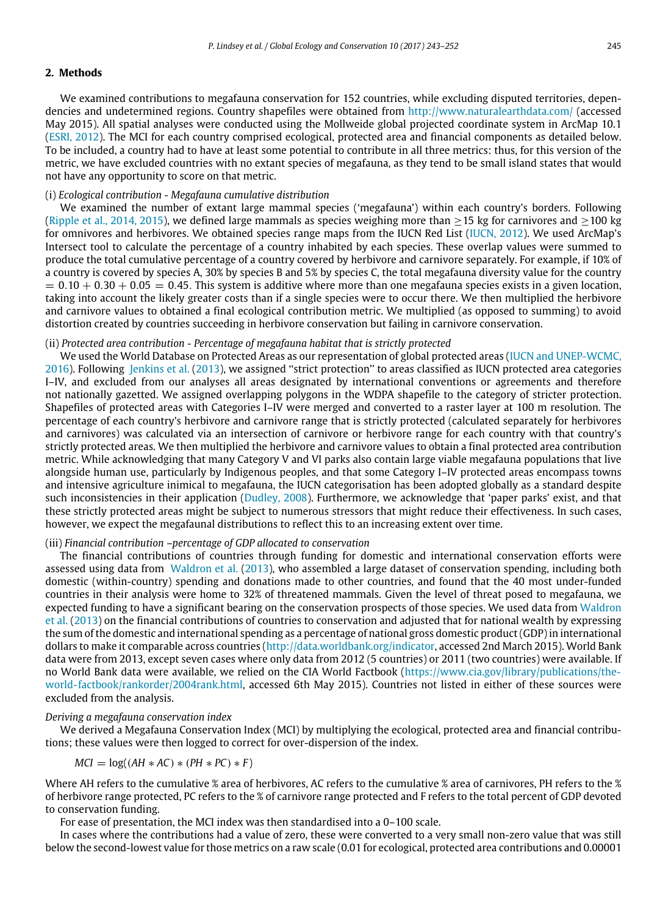## 2. Methods

We examined contributions to megafauna conservation for 152 countries, while excluding disputed territories, dependencies and undetermined regions. Country shapefiles were obtained from http://www.naturalearthdata.com/ (accessed May 2015). All spatial analyses were conducted using the Mollweide global projected coordinate system in ArcMap 10.1 (ESRI, 2012). The MCI for each country comprised ecological, protected area and financial components as detailed below. To be included, a country had to have at least some potential to contribute in all three metrics: thus, for this version of the metric, we have excluded countries with no extant species of megafauna, as they tend to be small island states that would not have any opportunity to score on that metric.

(i) *Ecological contribution - Megafauna cumulative distribution*

We examined the number of extant large mammal species ('megafauna') within each country's borders. Following (Ripple et al., 2014, 2015), we defined large mammals as species weighing more than $\geq$15 kg for carnivores and $\geq$100 kg for omnivores and herbivores. We obtained species range maps from the IUCN Red List (IUCN, 2012). We used ArcMap's Intersect tool to calculate the percentage of a country inhabited by each species. These overlap values were summed to produce the total cumulative percentage of a country covered by herbivore and carnivore separately. For example, if 10% of a country is covered by species A, 30% by species B and 5% by species C, the total megafauna diversity value for the country $= 0.10 + 0.30 + 0.05 = 0.45$. This system is additive where more than one megafauna species exists in a given location, taking into account the likely greater costs than if a single species were to occur there. We then multiplied the herbivore and carnivore values to obtained a final ecological contribution metric. We multiplied (as opposed to summing) to avoid distortion created by countries succeeding in herbivore conservation but failing in carnivore conservation.

(ii) *Protected area contribution - Percentage of megafauna habitat that is strictly protected*

We used the World Database on Protected Areas as our representation of global protected areas (IUCN and UNEP-WCMC, 2016). Following Jenkins et al. (2013), we assigned "strict protection" to areas classified as IUCN protected area categories I–IV, and excluded from our analyses all areas designated by international conventions or agreements and therefore not nationally gazetted. We assigned overlapping polygons in the WDPA shapefile to the category of stricter protection. Shapefiles of protected areas with Categories I–IV were merged and converted to a raster layer at 100 m resolution. The percentage of each country's herbivore and carnivore range that is strictly protected (calculated separately for herbivores and carnivores) was calculated via an intersection of carnivore or herbivore range for each country with that country's strictly protected areas. We then multiplied the herbivore and carnivore values to obtain a final protected area contribution metric. While acknowledging that many Category V and VI parks also contain large viable megafauna populations that live alongside human use, particularly by Indigenous peoples, and that some Category I–IV protected areas encompass towns and intensive agriculture inimical to megafauna, the IUCN categorisation has been adopted globally as a standard despite such inconsistencies in their application (Dudley, 2008). Furthermore, we acknowledge that 'paper parks' exist, and that these strictly protected areas might be subject to numerous stressors that might reduce their effectiveness. In such cases, however, we expect the megafaunal distributions to reflect this to an increasing extent over time.

(iii) *Financial contribution –percentage of GDP allocated to conservation*

The financial contributions of countries through funding for domestic and international conservation efforts were assessed using data from Waldron et al. (2013), who assembled a large dataset of conservation spending, including both domestic (within-country) spending and donations made to other countries, and found that the 40 most under-funded countries in their analysis were home to 32% of threatened mammals. Given the level of threat posed to megafauna, we expected funding to have a significant bearing on the conservation prospects of those species. We used data from Waldron et al. (2013) on the financial contributions of countries to conservation and adjusted that for national wealth by expressing the sum of the domestic and international spending as a percentage of national gross domestic product (GDP) in international dollars to make it comparable across countries (http://data.worldbank.org/indicator, accessed 2nd March 2015). World Bank data were from 2013, except seven cases where only data from 2012 (5 countries) or 2011 (two countries) were available. If no World Bank data were available, we relied on the CIA World Factbook (https://www.cia.gov/library/publications/the-world-factbook/rankorder/2004rank.html, accessed 6th May 2015). Countries not listed in either of these sources were excluded from the analysis.

*Deriving a megafauna conservation index*

We derived a Megafauna Conservation Index (MCI) by multiplying the ecological, protected area and financial contributions; these values were then logged to correct for over-dispersion of the index.

$$MCI = \log((AH * AC) * (PH * PC) * F)$$

Where AH refers to the cumulative % area of herbivores, AC refers to the cumulative % area of carnivores, PH refers to the % of herbivore range protected, PC refers to the % of carnivore range protected and F refers to the total percent of GDP devoted to conservation funding.

For ease of presentation, the MCI index was then standardised into a 0–100 scale.

In cases where the contributions had a value of zero, these were converted to a very small non-zero value that was still below the second-lowest value for those metrics on a raw scale (0.01 for ecological, protected area contributions and 0.00001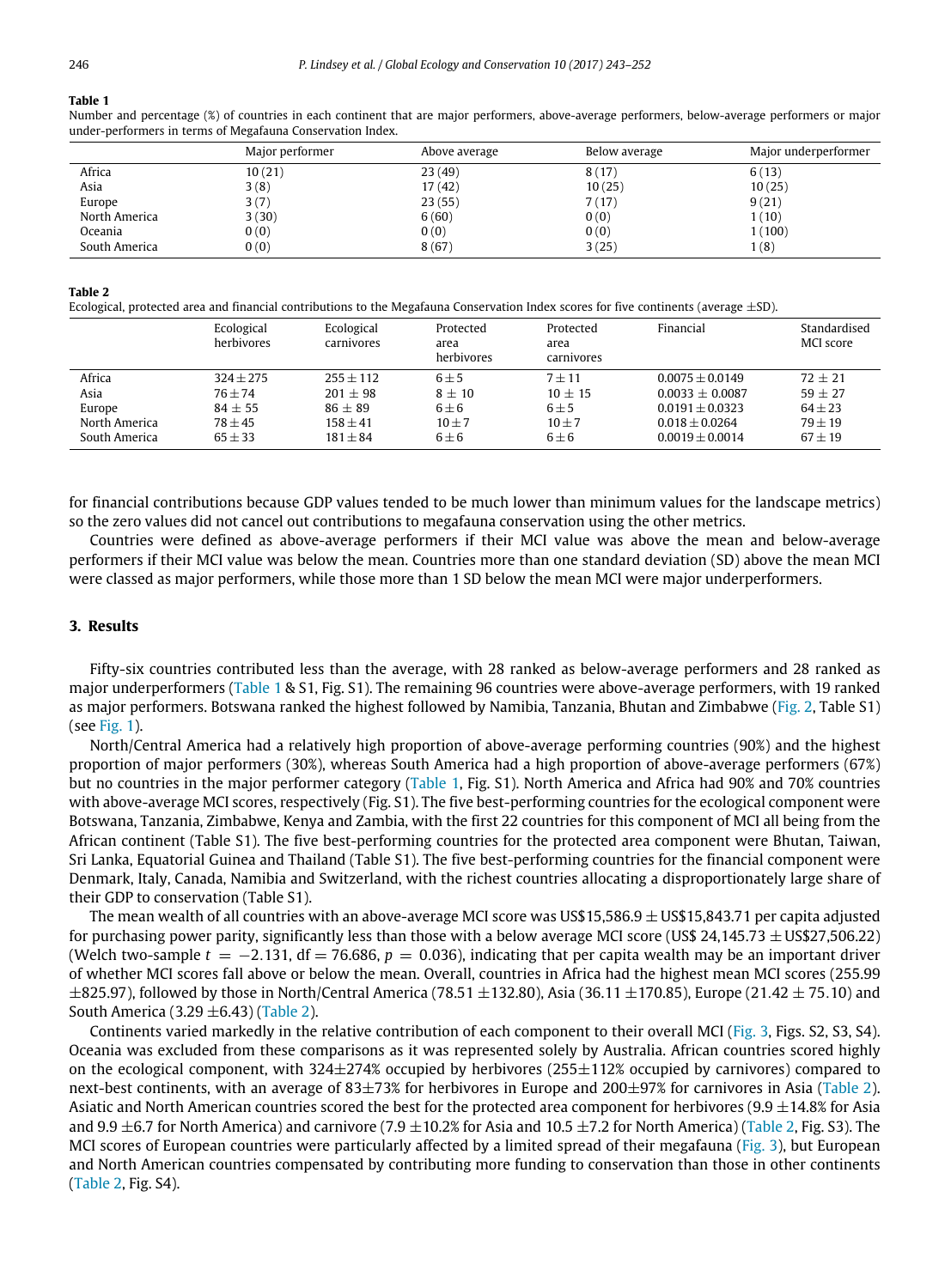**Table 1**
Number and percentage (%) of countries in each continent that are major performers, above-average performers, below-average performers or major under-performers in terms of Megafauna Conservation Index.

| | Major performer | Above average | Below average | Major underperformer |
|---|---|---|---|---|
| Africa | 10 (21) | 23 (49) | 8 (17) | 6 (13) |
| Asia | 3 (8) | 17 (42) | 10 (25) | 10 (25) |
| Europe | 3 (7) | 23 (55) | 7 (17) | 9 (21) |
| North America | 3 (30) | 6 (60) | 0 (0) | 1 (10) |
| Oceania | 0 (0) | 0 (0) | 0 (0) | 1 (100) |
| South America | 0 (0) | 8 (67) | 3 (25) | 1 (8) |

**Table 2**
Ecological, protected area and financial contributions to the Megafauna Conservation Index scores for five continents (average ±SD).

| | Ecological herbivores | Ecological carnivores | Protected area herbivores | Protected area carnivores | Financial | Standardised MCI score |
|---|---|---|---|---|---|---|
| Africa | 324 ± 275 | 255 ± 112 | 6 ± 5 | 7 ± 11 | 0.0075 ± 0.0149 | 72 ± 21 |
| Asia | 76 ± 74 | 201 ± 98 | 8 ± 10 | 10 ± 15 | 0.0033 ± 0.0087 | 59 ± 27 |
| Europe | 84 ± 55 | 86 ± 89 | 6 ± 6 | 6 ± 5 | 0.0191 ± 0.0323 | 64 ± 23 |
| North America | 78 ± 45 | 158 ± 41 | 10 ± 7 | 10 ± 7 | 0.018 ± 0.0264 | 79 ± 19 |
| South America | 65 ± 33 | 181 ± 84 | 6 ± 6 | 6 ± 6 | 0.0019 ± 0.0014 | 67 ± 19 |

for financial contributions because GDP values tended to be much lower than minimum values for the landscape metrics) so the zero values did not cancel out contributions to megafauna conservation using the other metrics.

Countries were defined as above-average performers if their MCI value was above the mean and below-average performers if their MCI value was below the mean. Countries more than one standard deviation (SD) above the mean MCI were classed as major performers, while those more than 1 SD below the mean MCI were major underperformers.

## 3. Results

Fifty-six countries contributed less than the average, with 28 ranked as below-average performers and 28 ranked as major underperformers (Table 1 & S1, Fig. S1). The remaining 96 countries were above-average performers, with 19 ranked as major performers. Botswana ranked the highest followed by Namibia, Tanzania, Bhutan and Zimbabwe (Fig. 2, Table S1) (see Fig. 1).

North/Central America had a relatively high proportion of above-average performing countries (90%) and the highest proportion of major performers (30%), whereas South America had a high proportion of above-average performers (67%) but no countries in the major performer category (Table 1, Fig. S1). North America and Africa had 90% and 70% countries with above-average MCI scores, respectively (Fig. S1). The five best-performing countries for the ecological component were Botswana, Tanzania, Zimbabwe, Kenya and Zambia, with the first 22 countries for this component of MCI all being from the African continent (Table S1). The five best-performing countries for the protected area component were Bhutan, Taiwan, Sri Lanka, Equatorial Guinea and Thailand (Table S1). The five best-performing countries for the financial component were Denmark, Italy, Canada, Namibia and Switzerland, with the richest countries allocating a disproportionately large share of their GDP to conservation (Table S1).

The mean wealth of all countries with an above-average MCI score was US$15,586.9 ± US$15,843.71 per capita adjusted for purchasing power parity, significantly less than those with a below average MCI score (US$ 24,145.73 ± US$27,506.22) (Welch two-sample $t = -2.131$, df = 76.686, $p = 0.036$), indicating that per capita wealth may be an important driver of whether MCI scores fall above or below the mean. Overall, countries in Africa had the highest mean MCI scores (255.99 ±825.97), followed by those in North/Central America (78.51 ±132.80), Asia (36.11 ±170.85), Europe (21.42 ± 75.10) and South America (3.29 ±6.43) (Table 2).

Continents varied markedly in the relative contribution of each component to their overall MCI (Fig. 3, Figs. S2, S3, S4). Oceania was excluded from these comparisons as it was represented solely by Australia. African countries scored highly on the ecological component, with 324±274% occupied by herbivores (255±112% occupied by carnivores) compared to next-best continents, with an average of 83±73% for herbivores in Europe and 200±97% for carnivores in Asia (Table 2). Asiatic and North American countries scored the best for the protected area component for herbivores (9.9 ±14.8% for Asia and 9.9 ±6.7 for North America) and carnivore (7.9 ±10.2% for Asia and 10.5 ±7.2 for North America) (Table 2, Fig. S3). The MCI scores of European countries were particularly affected by a limited spread of their megafauna (Fig. 3), but European and North American countries compensated by contributing more funding to conservation than those in other continents (Table 2, Fig. S4).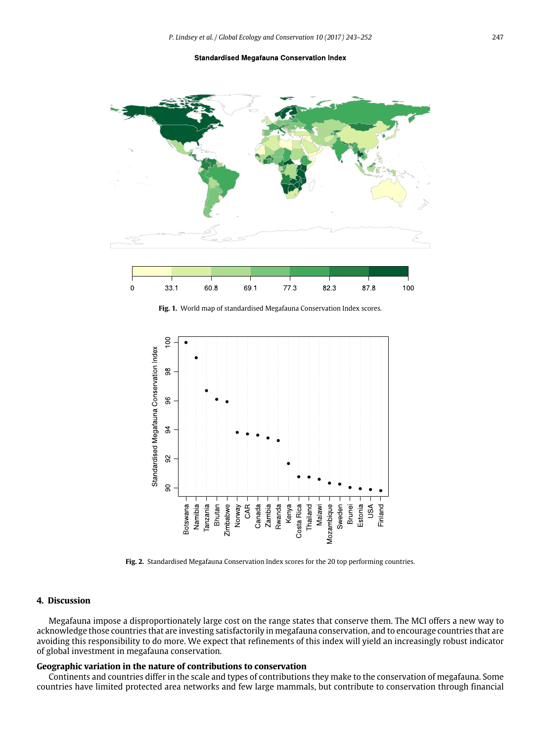Fig. 1. World map of standardised Megafauna Conservation Index scores.

Fig. 2. Standardised Megafauna Conservation Index scores for the 20 top performing countries.

## 4. Discussion

Megafauna impose a disproportionately large cost on the range states that conserve them. The MCI offers a new way to acknowledge those countries that are investing satisfactorily in megafauna conservation, and to encourage countries that are avoiding this responsibility to do more. We expect that refinements of this index will yield an increasingly robust indicator of global investment in megafauna conservation.

### Geographic variation in the nature of contributions to conservation

Continents and countries differ in the scale and types of contributions they make to the conservation of megafauna. Some countries have limited protected area networks and few large mammals, but contribute to conservation through financial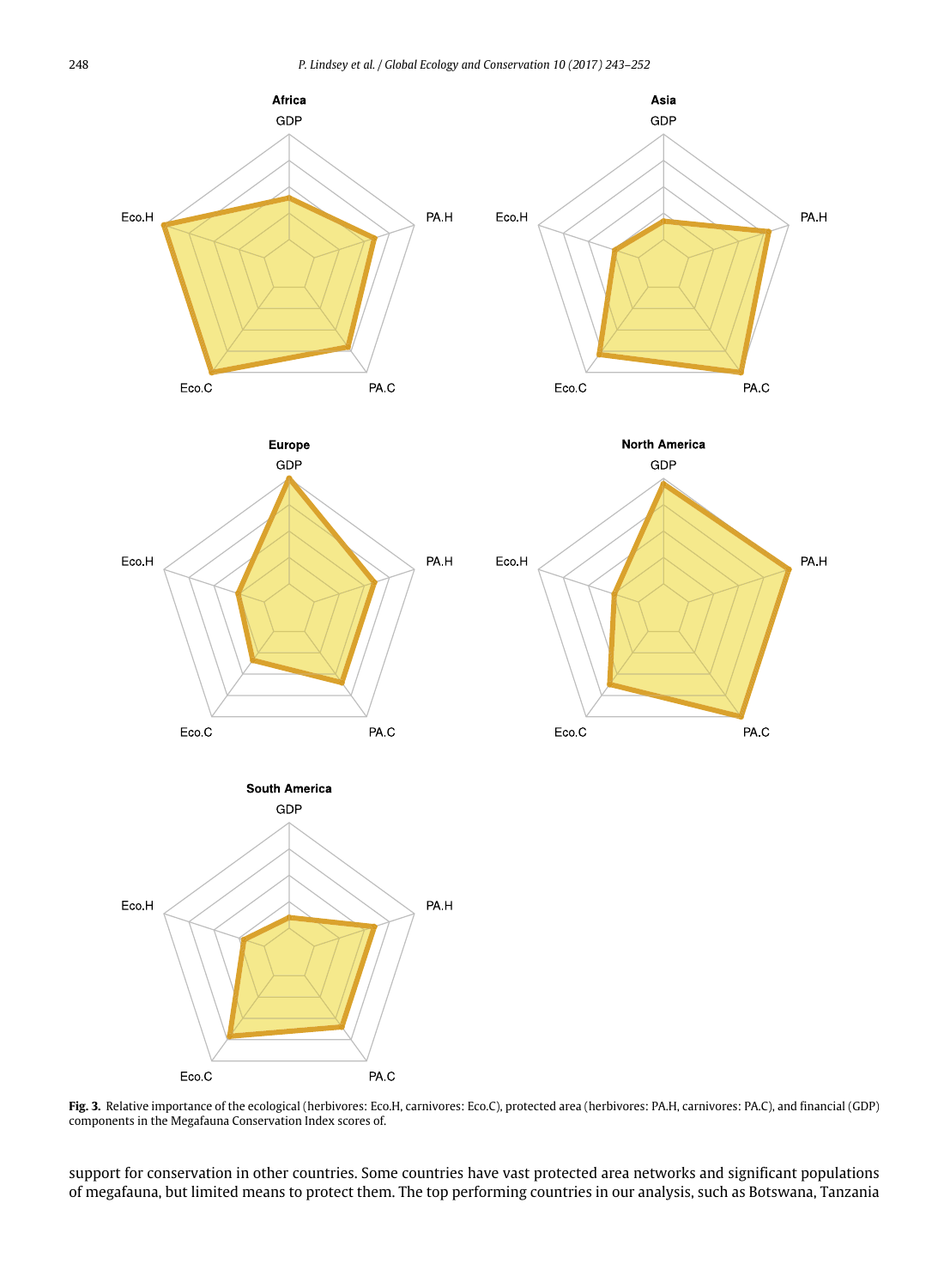**Fig. 3.** Relative importance of the ecological (herbivores: Eco.H, carnivores: Eco.C), protected area (herbivores: PA.H, carnivores: PA.C), and financial (GDP) components in the Megafauna Conservation Index scores of.

support for conservation in other countries. Some countries have vast protected area networks and significant populations of megafauna, but limited means to protect them. The top performing countries in our analysis, such as Botswana, Tanzania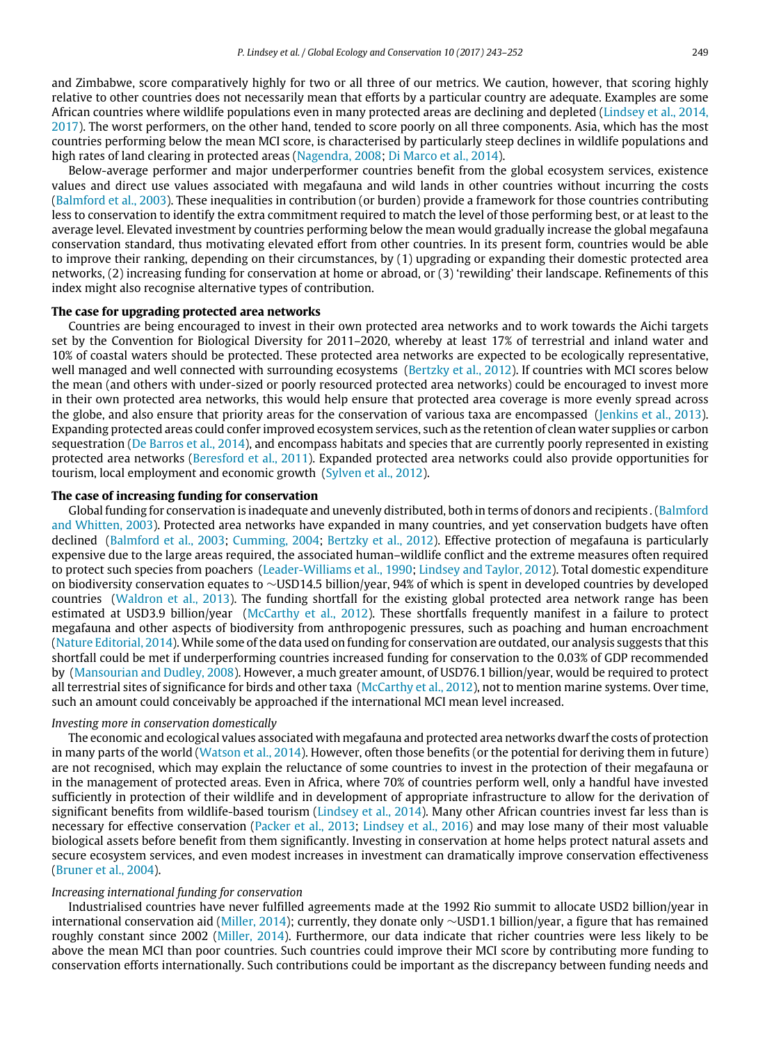and Zimbabwe, score comparatively highly for two or all three of our metrics. We caution, however, that scoring highly relative to other countries does not necessarily mean that efforts by a particular country are adequate. Examples are some African countries where wildlife populations even in many protected areas are declining and depleted (Lindsey et al., 2014, 2017). The worst performers, on the other hand, tended to score poorly on all three components. Asia, which has the most countries performing below the mean MCI score, is characterised by particularly steep declines in wildlife populations and high rates of land clearing in protected areas (Nagendra, 2008; Di Marco et al., 2014).

Below-average performer and major underperformer countries benefit from the global ecosystem services, existence values and direct use values associated with megafauna and wild lands in other countries without incurring the costs (Balmford et al., 2003). These inequalities in contribution (or burden) provide a framework for those countries contributing less to conservation to identify the extra commitment required to match the level of those performing best, or at least to the average level. Elevated investment by countries performing below the mean would gradually increase the global megafauna conservation standard, thus motivating elevated effort from other countries. In its present form, countries would be able to improve their ranking, depending on their circumstances, by (1) upgrading or expanding their domestic protected area networks, (2) increasing funding for conservation at home or abroad, or (3) 'rewilding' their landscape. Refinements of this index might also recognise alternative types of contribution.

**The case for upgrading protected area networks**

Countries are being encouraged to invest in their own protected area networks and to work towards the Aichi targets set by the Convention for Biological Diversity for 2011–2020, whereby at least 17% of terrestrial and inland water and 10% of coastal waters should be protected. These protected area networks are expected to be ecologically representative, well managed and well connected with surrounding ecosystems (Bertzky et al., 2012). If countries with MCI scores below the mean (and others with under-sized or poorly resourced protected area networks) could be encouraged to invest more in their own protected area networks, this would help ensure that protected area coverage is more evenly spread across the globe, and also ensure that priority areas for the conservation of various taxa are encompassed (Jenkins et al., 2013). Expanding protected areas could confer improved ecosystem services, such as the retention of clean water supplies or carbon sequestration (De Barros et al., 2014), and encompass habitats and species that are currently poorly represented in existing protected area networks (Beresford et al., 2011). Expanded protected area networks could also provide opportunities for tourism, local employment and economic growth (Sylven et al., 2012).

**The case of increasing funding for conservation**

Global funding for conservation is inadequate and unevenly distributed, both in terms of donors and recipients . (Balmford and Whitten, 2003). Protected area networks have expanded in many countries, and yet conservation budgets have often declined (Balmford et al., 2003; Cumming, 2004; Bertzky et al., 2012). Effective protection of megafauna is particularly expensive due to the large areas required, the associated human–wildlife conflict and the extreme measures often required to protect such species from poachers (Leader-Williams et al., 1990; Lindsey and Taylor, 2012). Total domestic expenditure on biodiversity conservation equates to ∼USD14.5 billion/year, 94% of which is spent in developed countries by developed countries (Waldron et al., 2013). The funding shortfall for the existing global protected area network range has been estimated at USD3.9 billion/year (McCarthy et al., 2012). These shortfalls frequently manifest in a failure to protect megafauna and other aspects of biodiversity from anthropogenic pressures, such as poaching and human encroachment (Nature Editorial, 2014). While some of the data used on funding for conservation are outdated, our analysis suggests that this shortfall could be met if underperforming countries increased funding for conservation to the 0.03% of GDP recommended by (Mansourian and Dudley, 2008). However, a much greater amount, of USD76.1 billion/year, would be required to protect all terrestrial sites of significance for birds and other taxa (McCarthy et al., 2012), not to mention marine systems. Over time, such an amount could conceivably be approached if the international MCI mean level increased.

*Investing more in conservation domestically*

The economic and ecological values associated with megafauna and protected area networks dwarf the costs of protection in many parts of the world (Watson et al., 2014). However, often those benefits (or the potential for deriving them in future) are not recognised, which may explain the reluctance of some countries to invest in the protection of their megafauna or in the management of protected areas. Even in Africa, where 70% of countries perform well, only a handful have invested sufficiently in protection of their wildlife and in development of appropriate infrastructure to allow for the derivation of significant benefits from wildlife-based tourism (Lindsey et al., 2014). Many other African countries invest far less than is necessary for effective conservation (Packer et al., 2013; Lindsey et al., 2016) and may lose many of their most valuable biological assets before benefit from them significantly. Investing in conservation at home helps protect natural assets and secure ecosystem services, and even modest increases in investment can dramatically improve conservation effectiveness (Bruner et al., 2004).

*Increasing international funding for conservation*

Industrialised countries have never fulfilled agreements made at the 1992 Rio summit to allocate USD2 billion/year in international conservation aid (Miller, 2014); currently, they donate only ∼USD1.1 billion/year, a figure that has remained roughly constant since 2002 (Miller, 2014). Furthermore, our data indicate that richer countries were less likely to be above the mean MCI than poor countries. Such countries could improve their MCI score by contributing more funding to conservation efforts internationally. Such contributions could be important as the discrepancy between funding needs and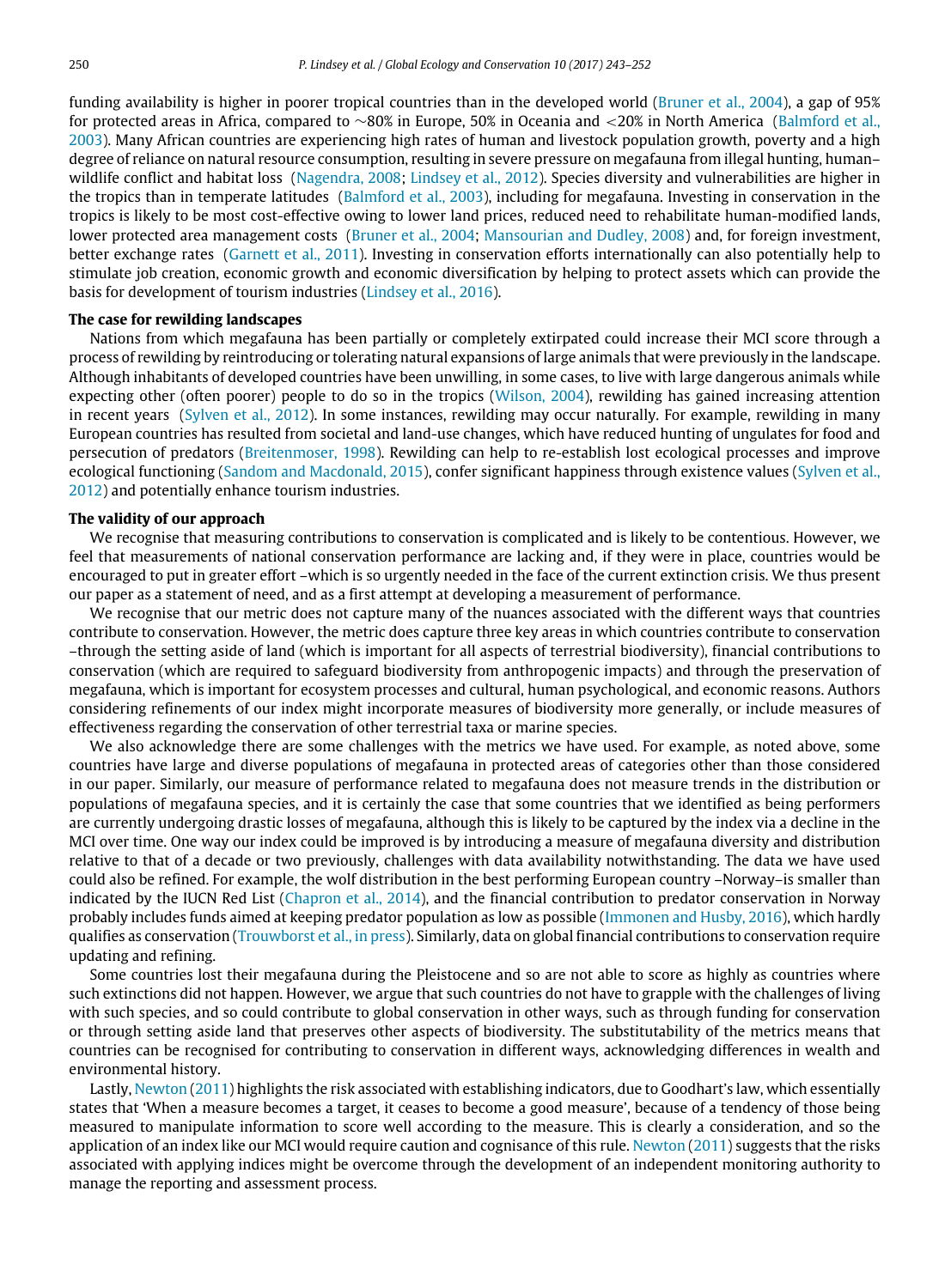funding availability is higher in poorer tropical countries than in the developed world (Bruner et al., 2004), a gap of 95% for protected areas in Africa, compared to ~80% in Europe, 50% in Oceania and <20% in North America (Balmford et al., 2003). Many African countries are experiencing high rates of human and livestock population growth, poverty and a high degree of reliance on natural resource consumption, resulting in severe pressure on megafauna from illegal hunting, human–wildlife conflict and habitat loss (Nagendra, 2008; Lindsey et al., 2012). Species diversity and vulnerabilities are higher in the tropics than in temperate latitudes (Balmford et al., 2003), including for megafauna. Investing in conservation in the tropics is likely to be most cost-effective owing to lower land prices, reduced need to rehabilitate human-modified lands, lower protected area management costs (Bruner et al., 2004; Mansourian and Dudley, 2008) and, for foreign investment, better exchange rates (Garnett et al., 2011). Investing in conservation efforts internationally can also potentially help to stimulate job creation, economic growth and economic diversification by helping to protect assets which can provide the basis for development of tourism industries (Lindsey et al., 2016).

**The case for rewilding landscapes**

Nations from which megafauna has been partially or completely extirpated could increase their MCI score through a process of rewilding by reintroducing or tolerating natural expansions of large animals that were previously in the landscape. Although inhabitants of developed countries have been unwilling, in some cases, to live with large dangerous animals while expecting other (often poorer) people to do so in the tropics (Wilson, 2004), rewilding has gained increasing attention in recent years (Sylven et al., 2012). In some instances, rewilding may occur naturally. For example, rewilding in many European countries has resulted from societal and land-use changes, which have reduced hunting of ungulates for food and persecution of predators (Breitenmoser, 1998). Rewilding can help to re-establish lost ecological processes and improve ecological functioning (Sandom and Macdonald, 2015), confer significant happiness through existence values (Sylven et al., 2012) and potentially enhance tourism industries.

**The validity of our approach**

We recognise that measuring contributions to conservation is complicated and is likely to be contentious. However, we feel that measurements of national conservation performance are lacking and, if they were in place, countries would be encouraged to put in greater effort –which is so urgently needed in the face of the current extinction crisis. We thus present our paper as a statement of need, and as a first attempt at developing a measurement of performance.

We recognise that our metric does not capture many of the nuances associated with the different ways that countries contribute to conservation. However, the metric does capture three key areas in which countries contribute to conservation –through the setting aside of land (which is important for all aspects of terrestrial biodiversity), financial contributions to conservation (which are required to safeguard biodiversity from anthropogenic impacts) and through the preservation of megafauna, which is important for ecosystem processes and cultural, human psychological, and economic reasons. Authors considering refinements of our index might incorporate measures of biodiversity more generally, or include measures of effectiveness regarding the conservation of other terrestrial taxa or marine species.

We also acknowledge there are some challenges with the metrics we have used. For example, as noted above, some countries have large and diverse populations of megafauna in protected areas of categories other than those considered in our paper. Similarly, our measure of performance related to megafauna does not measure trends in the distribution or populations of megafauna species, and it is certainly the case that some countries that we identified as being performers are currently undergoing drastic losses of megafauna, although this is likely to be captured by the index via a decline in the MCI over time. One way our index could be improved is by introducing a measure of megafauna diversity and distribution relative to that of a decade or two previously, challenges with data availability notwithstanding. The data we have used could also be refined. For example, the wolf distribution in the best performing European country –Norway– is smaller than indicated by the IUCN Red List (Chapron et al., 2014), and the financial contribution to predator conservation in Norway probably includes funds aimed at keeping predator population as low as possible (Immonen and Husby, 2016), which hardly qualifies as conservation (Trouwborst et al., in press). Similarly, data on global financial contributions to conservation require updating and refining.

Some countries lost their megafauna during the Pleistocene and so are not able to score as highly as countries where such extinctions did not happen. However, we argue that such countries do not have to grapple with the challenges of living with such species, and so could contribute to global conservation in other ways, such as through funding for conservation or through setting aside land that preserves other aspects of biodiversity. The substitutability of the metrics means that countries can be recognised for contributing to conservation in different ways, acknowledging differences in wealth and environmental history.

Lastly, Newton (2011) highlights the risk associated with establishing indicators, due to Goodhart's law, which essentially states that 'When a measure becomes a target, it ceases to become a good measure', because of a tendency of those being measured to manipulate information to score well according to the measure. This is clearly a consideration, and so the application of an index like our MCI would require caution and cognisance of this rule. Newton (2011) suggests that the risks associated with applying indices might be overcome through the development of an independent monitoring authority to manage the reporting and assessment process.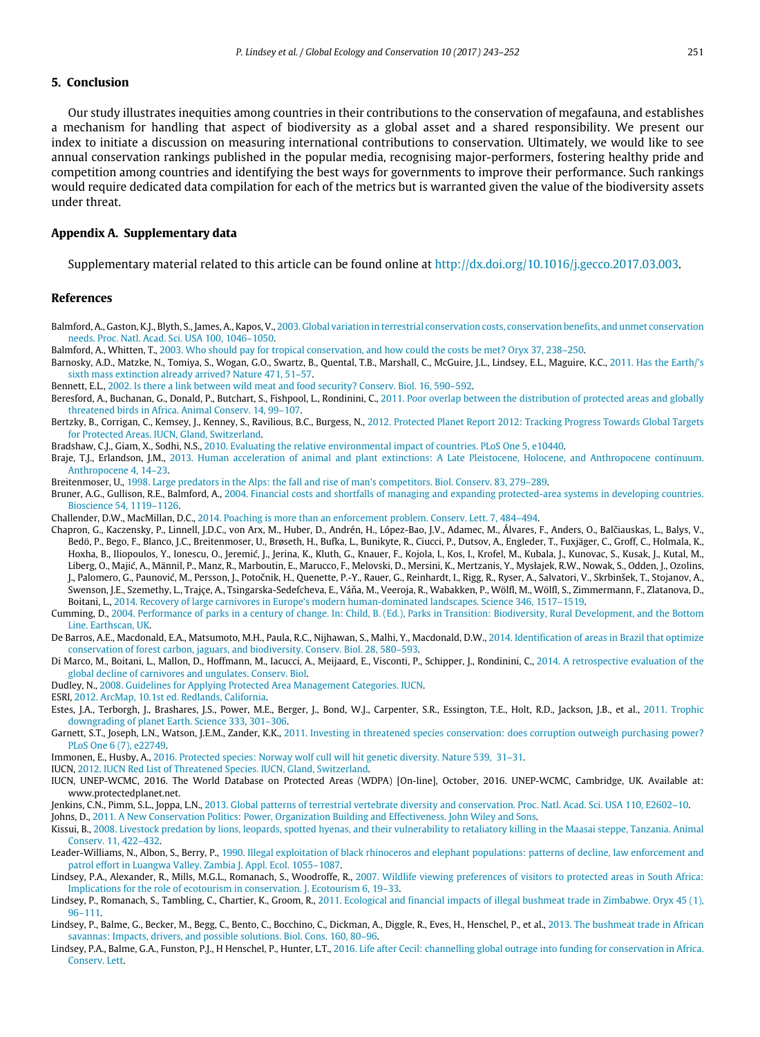## 5. Conclusion

Our study illustrates inequities among countries in their contributions to the conservation of megafauna, and establishes a mechanism for handling that aspect of biodiversity as a global asset and a shared responsibility. We present our index to initiate a discussion on measuring international contributions to conservation. Ultimately, we would like to see annual conservation rankings published in the popular media, recognising major-performers, fostering healthy pride and competition among countries and identifying the best ways for governments to improve their performance. Such rankings would require dedicated data compilation for each of the metrics but is warranted given the value of the biodiversity assets under threat.

## Appendix A. Supplementary data

Supplementary material related to this article can be found online at http://dx.doi.org/10.1016/j.gecco.2017.03.003.

## References

Balmford, A., Gaston, K.J., Blyth, S., James, A., Kapos, V., 2003. Global variation in terrestrial conservation costs, conservation benefits, and unmet conservation needs. Proc. Natl. Acad. Sci. USA 100, 1046–1050.

Balmford, A., Whitten, T., 2003. Who should pay for tropical conservation, and how could the costs be met? Oryx 37, 238–250.

Barnosky, A.D., Matzke, N., Tomiya, S., Wogan, G.O., Swartz, B., Quental, T.B., Marshall, C., McGuire, J.L., Lindsey, E.L., Maguire, K.C., 2011. Has the Earth/'s sixth mass extinction already arrived? Nature 471, 51–57.

Bennett, E.L., 2002. Is there a link between wild meat and food security? Conserv. Biol. 16, 590–592.

Beresford, A., Buchanan, G., Donald, P., Butchart, S., Fishpool, L., Rondinini, C., 2011. Poor overlap between the distribution of protected areas and globally threatened birds in Africa. Animal Conserv. 14, 99–107.

Bertzky, B., Corrigan, C., Kemsey, J., Kenney, S., Ravilious, B.C., Burgess, N., 2012. Protected Planet Report 2012: Tracking Progress Towards Global Targets for Protected Areas. IUCN, Gland, Switzerland.

Bradshaw, C.J., Giam, X., Sodhi, N.S., 2010. Evaluating the relative environmental impact of countries. PLoS One 5, e10440.

Braje, T.J., Erlandson, J.M., 2013. Human acceleration of animal and plant extinctions: A Late Pleistocene, Holocene, and Anthropocene continuum. Anthropocene 4, 14–23.

Breitenmoser, U., 1998. Large predators in the Alps: the fall and rise of man's competitors. Biol. Conserv. 83, 279–289.

Bruner, A.G., Gullison, R.E., Balmford, A., 2004. Financial costs and shortfalls of managing and expanding protected-area systems in developing countries. Bioscience 54, 1119–1126.

Challender, D.W., MacMillan, D.C., 2014. Poaching is more than an enforcement problem. Conserv. Lett. 7, 484–494.

Chapron, G., Kaczensky, P., Linnell, J.D.C., von Arx, M., Huber, D., Andrén, H., López-Bao, J.V., Adamec, M., Álvares, F., Anders, O., Balčiauskas, L., Balys, V., Bedö, P., Bego, F., Blanco, J.C., Breitenmoser, U., Brøseth, H., Bufka, L., Bunikyte, R., Ciucci, P., Dutsov, A., Engleder, T., Fuxjäger, C., Groff, C., Holmala, K., Hoxha, B., Iliopoulos, Y., Ionescu, O., Jeremić, J., Jerina, K., Kluth, G., Knauer, F., Kojola, I., Kos, I., Krofel, M., Kubala, J., Kunovac, S., Kusak, J., Kutal, M., Liberg, O., Majić, A., Männil, P., Manz, R., Marboutin, E., Marucco, F., Melovski, D., Mersini, K., Mertzanis, Y., Mysłajek, R.W., Nowak, S., Odden, J., Ozolins, J., Palomero, G., Paunović, M., Persson, J., Potočnik, H., Quenette, P.-Y., Rauer, G., Reinhardt, I., Rigg, R., Ryser, A., Salvatori, V., Skrbinšek, T., Stojanov, A., Swenson, J.E., Szemethy, L., Trajçe, A., Tsingarska-Sedefcheva, E., Váňa, M., Veeroja, R., Wabakken, P., Wölfl, M., Wölfl, S., Zimmermann, F., Zlatanova, D., Boitani, L., 2014. Recovery of large carnivores in Europe's modern human-dominated landscapes. Science 346, 1517–1519.

Cumming, D., 2004. Performance of parks in a century of change. In: Child, B. (Ed.), Parks in Transition: Biodiversity, Rural Development, and the Bottom Line. Earthscan, UK.

De Barros, A.E., Macdonald, E.A., Matsumoto, M.H., Paula, R.C., Nijhawan, S., Malhi, Y., Macdonald, D.W., 2014. Identification of areas in Brazil that optimize conservation of forest carbon, jaguars, and biodiversity. Conserv. Biol. 28, 580–593.

Di Marco, M., Boitani, L., Mallon, D., Hoffmann, M., Iacucci, A., Meijaard, E., Visconti, P., Schipper, J., Rondinini, C., 2014. A retrospective evaluation of the global decline of carnivores and ungulates. Conserv. Biol.

Dudley, N., 2008. Guidelines for Applying Protected Area Management Categories. IUCN.

ESRI, 2012. ArcMap, 10.1st ed. Redlands, California.

Estes, J.A., Terborgh, J., Brashares, J.S., Power, M.E., Berger, J., Bond, W.J., Carpenter, S.R., Essington, T.E., Holt, R.D., Jackson, J.B., et al., 2011. Trophic downgrading of planet Earth. Science 333, 301–306.

Garnett, S.T., Joseph, L.N., Watson, J.E.M., Zander, K.K., 2011. Investing in threatened species conservation: does corruption outweigh purchasing power? PLoS One 6 (7), e22749.

Immonen, E., Husby, A., 2016. Protected species: Norway wolf cull will hit genetic diversity. Nature 539, 31–31.

IUCN, 2012. IUCN Red List of Threatened Species. IUCN, Gland, Switzerland.

IUCN, UNEP-WCMC, 2016. The World Database on Protected Areas (WDPA) [On-line], October, 2016. UNEP-WCMC, Cambridge, UK. Available at: www.protectedplanet.net.

Jenkins, C.N., Pimm, S.L., Joppa, L.N., 2013. Global patterns of terrestrial vertebrate diversity and conservation. Proc. Natl. Acad. Sci. USA 110, E2602–10.

Johns, D., 2011. A New Conservation Politics: Power, Organization Building and Effectiveness. John Wiley and Sons.

Kissui, B., 2008. Livestock predation by lions, leopards, spotted hyenas, and their vulnerability to retaliatory killing in the Maasai steppe, Tanzania. Animal Conserv. 11, 422–432.

Leader-Williams, N., Albon, S., Berry, P., 1990. Illegal exploitation of black rhinoceros and elephant populations: patterns of decline, law enforcement and patrol effort in Luangwa Valley. Zambia J. Appl. Ecol. 1055–1087.

Lindsey, P.A., Alexander, R., Mills, M.G.L., Romanach, S., Woodroffe, R., 2007. Wildlife viewing preferences of visitors to protected areas in South Africa: Implications for the role of ecotourism in conservation. J. Ecotourism 6, 19–33.

Lindsey, P., Romanach, S., Tambling, C., Chartier, K., Groom, R., 2011. Ecological and financial impacts of illegal bushmeat trade in Zimbabwe. Oryx 45 (1), 96–111.

Lindsey, P., Balme, G., Becker, M., Begg, C., Bento, C., Bocchino, C., Dickman, A., Diggle, R., Eves, H., Henschel, P., et al., 2013. The bushmeat trade in African savannas: Impacts, drivers, and possible solutions. Biol. Cons. 160, 80–96.

Lindsey, P.A., Balme, G.A., Funston, P.J., H Henschel, P., Hunter, L.T., 2016. Life after Cecil: channelling global outrage into funding for conservation in Africa. Conserv. Lett.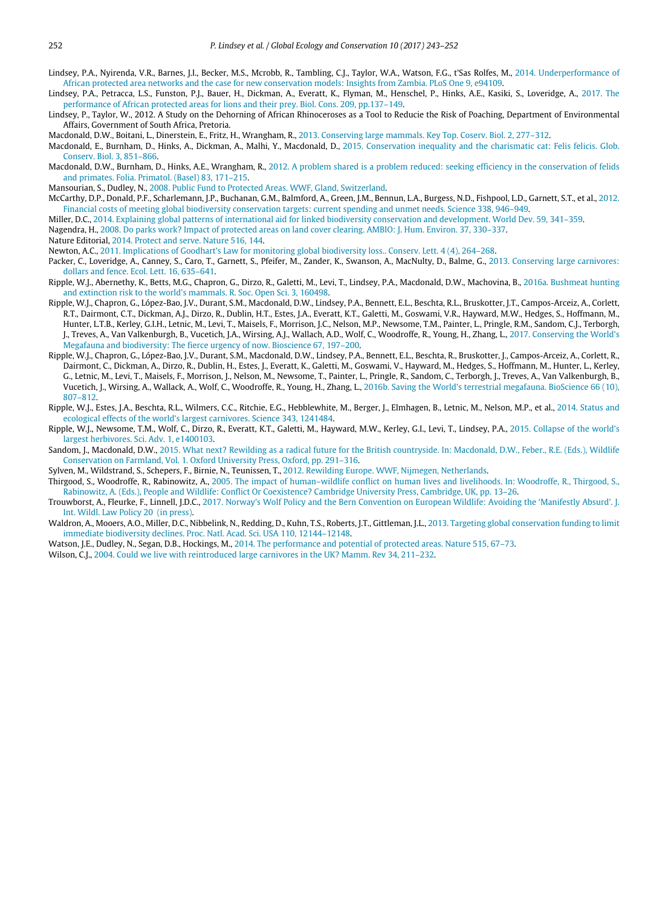Lindsey, P.A., Nyirenda, V.R., Barnes, J.I., Becker, M.S., Mcrobb, R., Tambling, C.J., Taylor, W.A., Watson, F.G., t'Sas Rolfes, M., 2014. Underperformance of African protected area networks and the case for new conservation models: Insights from Zambia. PLoS One 9, e94109.

Lindsey, P.A., Petracca, L.S., Funston, P.J., Bauer, H., Dickman, A., Everatt, K., Flyman, M., Henschel, P., Hinks, A.E., Kasiki, S., Loveridge, A., 2017. The performance of African protected areas for lions and their prey. Biol. Cons. 209, pp.137–149.

Lindsey, P., Taylor, W., 2012. A Study on the Dehorning of African Rhinoceroses as a Tool to Reducie the Risk of Poaching, Department of Environmental Affairs, Government of South Africa, Pretoria.

Macdonald, D.W., Boitani, L., Dinerstein, E., Fritz, H., Wrangham, R., 2013. Conserving large mammals. Key Top. Coserv. Biol. 2, 277–312.

Macdonald, E., Burnham, D., Hinks, A., Dickman, A., Malhi, Y., Macdonald, D., 2015. Conservation inequality and the charismatic cat: Felis felicis. Glob. Conserv. Biol. 3, 851–866.

Macdonald, D.W., Burnham, D., Hinks, A.E., Wrangham, R., 2012. A problem shared is a problem reduced: seeking efficiency in the conservation of felids and primates. Folia. Primatol. (Basel) 83, 171–215.

Mansourian, S., Dudley, N., 2008. Public Fund to Protected Areas. WWF, Gland, Switzerland.

McCarthy, D.P., Donald, P.F., Scharlemann, J.P., Buchanan, G.M., Balmford, A., Green, J.M., Bennun, L.A., Burgess, N.D., Fishpool, L.D., Garnett, S.T., et al., 2012. Financial costs of meeting global biodiversity conservation targets: current spending and unmet needs. Science 338, 946–949.

Miller, D.C., 2014. Explaining global patterns of international aid for linked biodiversity conservation and development. World Dev. 59, 341–359.

Nagendra, H., 2008. Do parks work? Impact of protected areas on land cover clearing. AMBIO: J. Hum. Environ. 37, 330–337.

Nature Editorial, 2014. Protect and serve. Nature 516, 144.

Newton, A.C., 2011. Implications of Goodhart's Law for monitoring global biodiversity loss.. Conserv. Lett. 4 (4), 264–268.

Packer, C., Loveridge, A., Canney, S., Caro, T., Garnett, S., Pfeifer, M., Zander, K., Swanson, A., MacNulty, D., Balme, G., 2013. Conserving large carnivores: dollars and fence. Ecol. Lett. 16, 635–641.

Ripple, W.J., Abernethy, K., Betts, M.G., Chapron, G., Dirzo, R., Galetti, M., Levi, T., Lindsey, P.A., Macdonald, D.W., Machovina, B., 2016a. Bushmeat hunting and extinction risk to the world's mammals. R. Soc. Open Sci. 3, 160498.

Ripple, W.J., Chapron, G., López-Bao, J.V., Durant, S.M., Macdonald, D.W., Lindsey, P.A., Bennett, E.L., Beschta, R.L., Bruskotter, J.T., Campos-Arceiz, A., Corlett, R.T., Dairmont, C.T., Dickman, A.J., Dirzo, R., Dublin, H.T., Estes, J.A., Everatt, K.T., Galetti, M., Goswami, V.R., Hayward, M.W., Hedges, S., Hoffmann, M., Hunter, L.T.B., Kerley, G.I.H., Letnic, M., Levi, T., Maisels, F., Morrison, J.C., Nelson, M.P., Newsome, T.M., Painter, L., Pringle, R.M., Sandom, C.J., Terborgh, J., Treves, A., Van Valkenburgh, B., Vucetich, J.A., Wirsing, A.J., Wallach, A.D., Wolf, C., Woodroffe, R., Young, H., Zhang, L., 2017. Conserving the World's Megafauna and biodiversity: The fierce urgency of now. Bioscience 67, 197–200.

Ripple, W.J., Chapron, G., López-Bao, J.V., Durant, S.M., Macdonald, D.W., Lindsey, P.A., Bennett, E.L., Beschta, R.L., Bruskotter, J., Campos-Arceiz, A., Corlett, R., Dairmont, C., Dickman, A., Dirzo, R., Dublin, H., Estes, J., Everatt, K., Galetti, M., Goswami, V., Hayward, M., Hedges, S., Hoffmann, M., Hunter, L., Kerley, G., Letnic, M., Levi, T., Maisels, F., Morrison, J., Nelson, M., Newsome, T., Painter, L., Pringle, R., Sandom, C., Terborgh, J., Treves, A., Van Valkenburgh, B., Vucetich, J., Wirsing, A., Wallack, A., Wolf, C., Woodroffe, R., Young, H., Zhang, L., 2016b. Saving the World's terrestrial megafauna. BioScience 66 (10), 807–812.

Ripple, W.J., Estes, J.A., Beschta, R.L., Wilmers, C.C., Ritchie, E.G., Hebblewhite, M., Berger, J., Elmhagen, B., Letnic, M., Nelson, M.P., et al., 2014. Status and ecological effects of the world's largest carnivores. Science 343, 1241484.

Ripple, W.J., Newsome, T.M., Wolf, C., Dirzo, R., Everatt, K.T., Galetti, M., Hayward, M.W., Kerley, G.I., Levi, T., Lindsey, P.A., 2015. Collapse of the world's largest herbivores. Sci. Adv. 1, e1400103.

Sandom, J., Macdonald, D.W., 2015. What next? Rewilding as a radical future for the British countryside. In: Macdonald, D.W., Feber., R.E. (Eds.), Wildlife Conservation on Farmland, Vol. 1. Oxford University Press, Oxford, pp. 291–316.

Sylven, M., Wildstrand, S., Schepers, F., Birnie, N., Teunissen, T., 2012. Rewilding Europe. WWF, Nijmegen, Netherlands.

Thirgood, S., Woodroffe, R., Rabinowitz, A., 2005. The impact of human–wildlife conflict on human lives and livelihoods. In: Woodroffe, R., Thirgood, S., Rabinowitz, A. (Eds.), People and Wildlife: Conflict Or Coexistence? Cambridge University Press, Cambridge, UK, pp. 13–26.

Trouwborst, A., Fleurke, F., Linnell, J.D.C., 2017. Norway's Wolf Policy and the Bern Convention on European Wildlife: Avoiding the 'Manifestly Absurd'. J. Int. Wildl. Law Policy 20 (in press).

Waldron, A., Mooers, A.O., Miller, D.C., Nibbelink, N., Redding, D., Kuhn, T.S., Roberts, J.T., Gittleman, J.L., 2013. Targeting global conservation funding to limit immediate biodiversity declines. Proc. Natl. Acad. Sci. USA 110, 12144–12148.

Watson, J.E., Dudley, N., Segan, D.B., Hockings, M., 2014. The performance and potential of protected areas. Nature 515, 67–73.

Wilson, C.J., 2004. Could we live with reintroduced large carnivores in the UK? Mamm. Rev 34, 211–232.